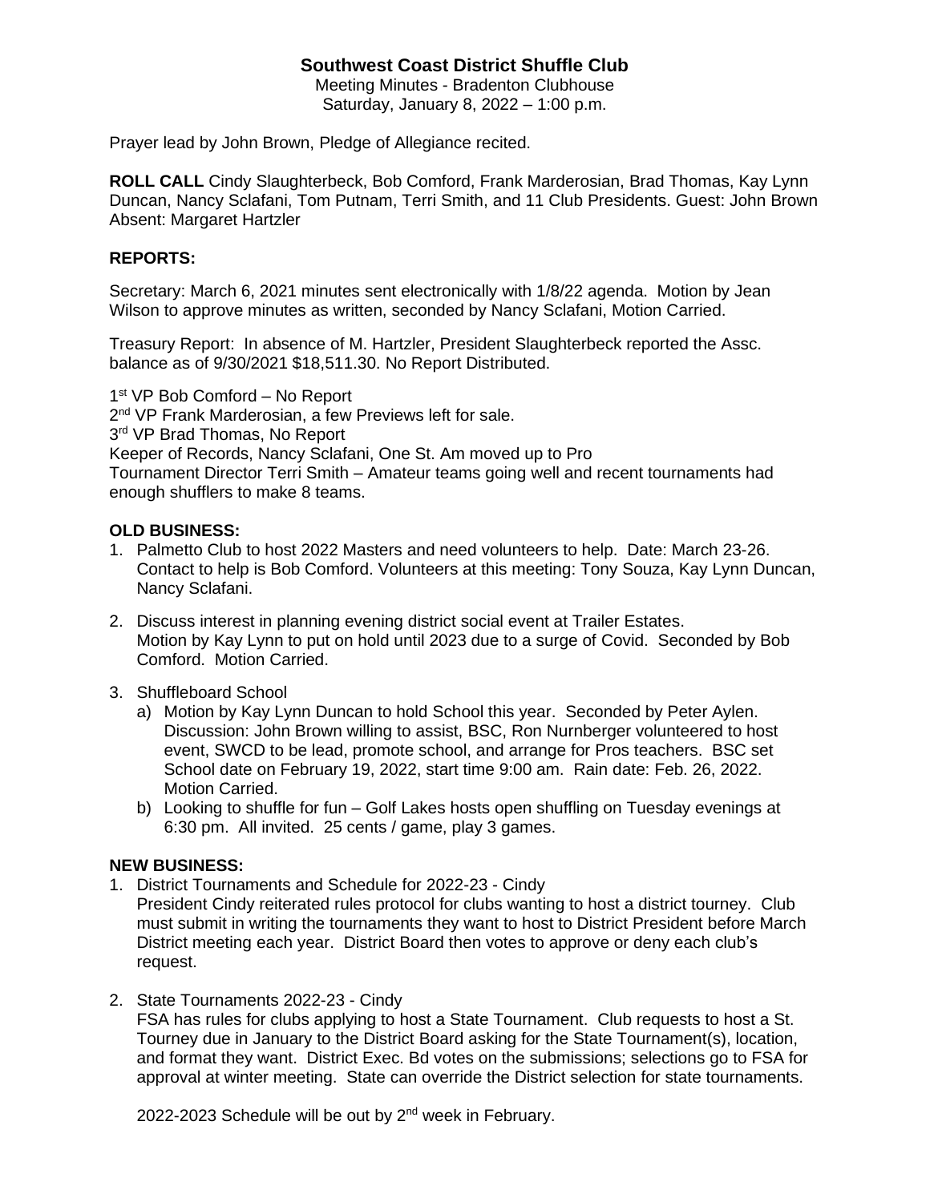# Southwest Coast District Shuffle Club

Meeting Minutes - Bradenton Clubhouse
Saturday, January 8, 2022 – 1:00 p.m.

Prayer lead by John Brown, Pledge of Allegiance recited.

**ROLL CALL** Cindy Slaughterbeck, Bob Comford, Frank Marderosian, Brad Thomas, Kay Lynn Duncan, Nancy Sclafani, Tom Putnam, Terri Smith, and 11 Club Presidents. Guest: John Brown
Absent: Margaret Hartzler

## REPORTS:

Secretary: March 6, 2021 minutes sent electronically with 1/8/22 agenda. Motion by Jean Wilson to approve minutes as written, seconded by Nancy Sclafani, Motion Carried.

Treasury Report: In absence of M. Hartzler, President Slaughterbeck reported the Assc. balance as of 9/30/2021 $18,511.30. No Report Distributed.

1st VP Bob Comford – No Report
2nd VP Frank Marderosian, a few Previews left for sale.
3rd VP Brad Thomas, No Report
Keeper of Records, Nancy Sclafani, One St. Am moved up to Pro
Tournament Director Terri Smith – Amateur teams going well and recent tournaments had enough shufflers to make 8 teams.

## OLD BUSINESS:

1. Palmetto Club to host 2022 Masters and need volunteers to help. Date: March 23-26. Contact to help is Bob Comford. Volunteers at this meeting: Tony Souza, Kay Lynn Duncan, Nancy Sclafani.

2. Discuss interest in planning evening district social event at Trailer Estates. Motion by Kay Lynn to put on hold until 2023 due to a surge of Covid. Seconded by Bob Comford. Motion Carried.

3. Shuffleboard School
   a) Motion by Kay Lynn Duncan to hold School this year. Seconded by Peter Aylen. Discussion: John Brown willing to assist, BSC, Ron Nurnberger volunteered to host event, SWCD to be lead, promote school, and arrange for Pros teachers. BSC set School date on February 19, 2022, start time 9:00 am. Rain date: Feb. 26, 2022. Motion Carried.
   b) Looking to shuffle for fun – Golf Lakes hosts open shuffling on Tuesday evenings at 6:30 pm. All invited. 25 cents / game, play 3 games.

## NEW BUSINESS:

1. District Tournaments and Schedule for 2022-23 - Cindy
   President Cindy reiterated rules protocol for clubs wanting to host a district tourney. Club must submit in writing the tournaments they want to host to District President before March District meeting each year. District Board then votes to approve or deny each club's request.

2. State Tournaments 2022-23 - Cindy
   FSA has rules for clubs applying to host a State Tournament. Club requests to host a St. Tourney due in January to the District Board asking for the State Tournament(s), location, and format they want. District Exec. Bd votes on the submissions; selections go to FSA for approval at winter meeting. State can override the District selection for state tournaments.

   2022-2023 Schedule will be out by 2nd week in February.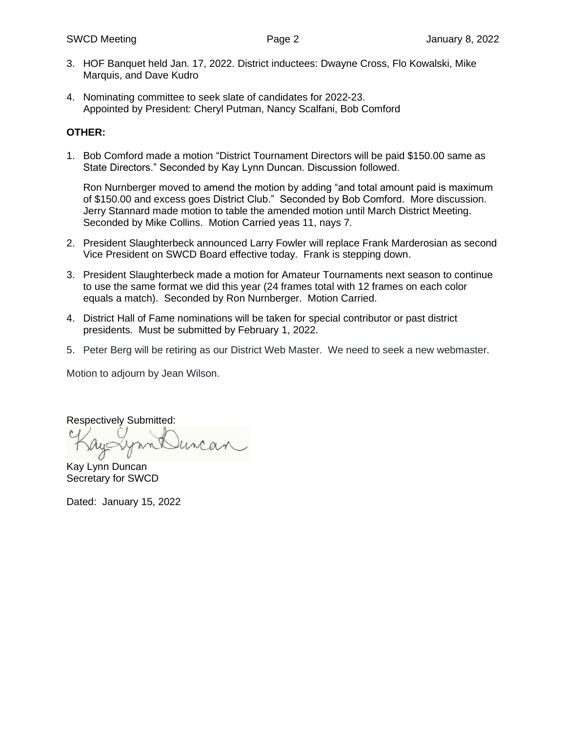3. HOF Banquet held Jan. 17, 2022. District inductees: Dwayne Cross, Flo Kowalski, Mike Marquis, and Dave Kudro

4. Nominating committee to seek slate of candidates for 2022-23.
   Appointed by President: Cheryl Putman, Nancy Scalfani, Bob Comford

**OTHER:**

1. Bob Comford made a motion "District Tournament Directors will be paid $150.00 same as State Directors." Seconded by Kay Lynn Duncan. Discussion followed.

   Ron Nurnberger moved to amend the motion by adding "and total amount paid is maximum of $150.00 and excess goes District Club." Seconded by Bob Comford. More discussion. Jerry Stannard made motion to table the amended motion until March District Meeting. Seconded by Mike Collins. Motion Carried yeas 11, nays 7.

2. President Slaughterbeck announced Larry Fowler will replace Frank Marderosian as second Vice President on SWCD Board effective today. Frank is stepping down.

3. President Slaughterbeck made a motion for Amateur Tournaments next season to continue to use the same format we did this year (24 frames total with 12 frames on each color equals a match). Seconded by Ron Nurnberger. Motion Carried.

4. District Hall of Fame nominations will be taken for special contributor or past district presidents. Must be submitted by February 1, 2022.

5. Peter Berg will be retiring as our District Web Master. We need to seek a new webmaster.

Motion to adjourn by Jean Wilson.

Respectively Submitted:

Kay Lynn Duncan

Kay Lynn Duncan
Secretary for SWCD

Dated: January 15, 2022